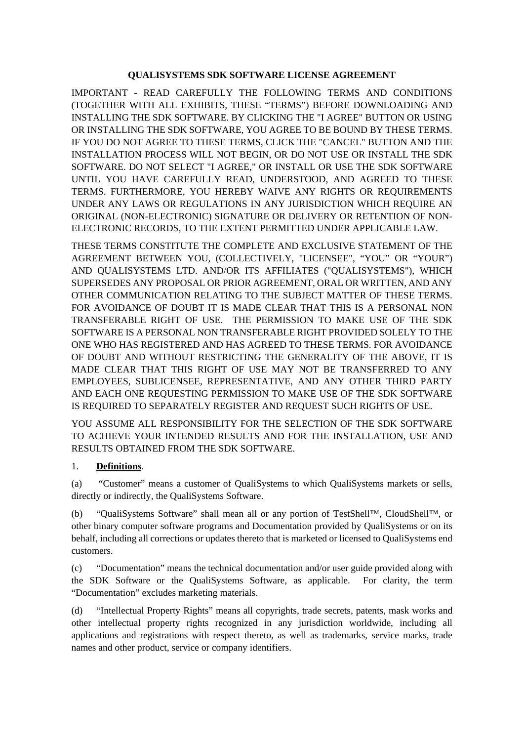# QUALISYSTEMS SDK SOFTWARE LICENSE AGREEMENT

IMPORTANT - READ CAREFULLY THE FOLLOWING TERMS AND CONDITIONS (TOGETHER WITH ALL EXHIBITS, THESE “TERMS”) BEFORE DOWNLOADING AND INSTALLING THE SDK SOFTWARE. BY CLICKING THE "I AGREE" BUTTON OR USING OR INSTALLING THE SDK SOFTWARE, YOU AGREE TO BE BOUND BY THESE TERMS. IF YOU DO NOT AGREE TO THESE TERMS, CLICK THE "CANCEL" BUTTON AND THE INSTALLATION PROCESS WILL NOT BEGIN, OR DO NOT USE OR INSTALL THE SDK SOFTWARE. DO NOT SELECT "I AGREE," OR INSTALL OR USE THE SDK SOFTWARE UNTIL YOU HAVE CAREFULLY READ, UNDERSTOOD, AND AGREED TO THESE TERMS. FURTHERMORE, YOU HEREBY WAIVE ANY RIGHTS OR REQUIREMENTS UNDER ANY LAWS OR REGULATIONS IN ANY JURISDICTION WHICH REQUIRE AN ORIGINAL (NON-ELECTRONIC) SIGNATURE OR DELIVERY OR RETENTION OF NON-ELECTRONIC RECORDS, TO THE EXTENT PERMITTED UNDER APPLICABLE LAW.

THESE TERMS CONSTITUTE THE COMPLETE AND EXCLUSIVE STATEMENT OF THE AGREEMENT BETWEEN YOU, (COLLECTIVELY, "LICENSEE", “YOU” OR “YOUR”) AND QUALISYSTEMS LTD. AND/OR ITS AFFILIATES ("QUALISYSTEMS"), WHICH SUPERSEDES ANY PROPOSAL OR PRIOR AGREEMENT, ORAL OR WRITTEN, AND ANY OTHER COMMUNICATION RELATING TO THE SUBJECT MATTER OF THESE TERMS. FOR AVOIDANCE OF DOUBT IT IS MADE CLEAR THAT THIS IS A PERSONAL NON TRANSFERABLE RIGHT OF USE. THE PERMISSION TO MAKE USE OF THE SDK SOFTWARE IS A PERSONAL NON TRANSFERABLE RIGHT PROVIDED SOLELY TO THE ONE WHO HAS REGISTERED AND HAS AGREED TO THESE TERMS. FOR AVOIDANCE OF DOUBT AND WITHOUT RESTRICTING THE GENERALITY OF THE ABOVE, IT IS MADE CLEAR THAT THIS RIGHT OF USE MAY NOT BE TRANSFERRED TO ANY EMPLOYEES, SUBLICENSEE, REPRESENTATIVE, AND ANY OTHER THIRD PARTY AND EACH ONE REQUESTING PERMISSION TO MAKE USE OF THE SDK SOFTWARE IS REQUIRED TO SEPARATELY REGISTER AND REQUEST SUCH RIGHTS OF USE.

YOU ASSUME ALL RESPONSIBILITY FOR THE SELECTION OF THE SDK SOFTWARE TO ACHIEVE YOUR INTENDED RESULTS AND FOR THE INSTALLATION, USE AND RESULTS OBTAINED FROM THE SDK SOFTWARE.

1. **Definitions**.

(a) “Customer” means a customer of QualiSystems to which QualiSystems markets or sells, directly or indirectly, the QualiSystems Software.

(b) “QualiSystems Software” shall mean all or any portion of TestShell™, CloudShell™, or other binary computer software programs and Documentation provided by QualiSystems or on its behalf, including all corrections or updates thereto that is marketed or licensed to QualiSystems end customers.

(c) “Documentation” means the technical documentation and/or user guide provided along with the SDK Software or the QualiSystems Software, as applicable. For clarity, the term “Documentation” excludes marketing materials.

(d) “Intellectual Property Rights” means all copyrights, trade secrets, patents, mask works and other intellectual property rights recognized in any jurisdiction worldwide, including all applications and registrations with respect thereto, as well as trademarks, service marks, trade names and other product, service or company identifiers.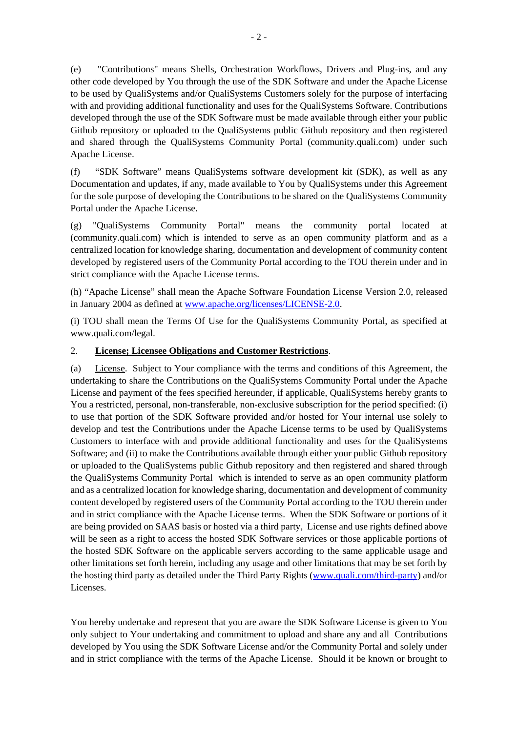(e) "Contributions" means Shells, Orchestration Workflows, Drivers and Plug-ins, and any other code developed by You through the use of the SDK Software and under the Apache License to be used by QualiSystems and/or QualiSystems Customers solely for the purpose of interfacing with and providing additional functionality and uses for the QualiSystems Software. Contributions developed through the use of the SDK Software must be made available through either your public Github repository or uploaded to the QualiSystems public Github repository and then registered and shared through the QualiSystems Community Portal (community.quali.com) under such Apache License.

(f) "SDK Software" means QualiSystems software development kit (SDK), as well as any Documentation and updates, if any, made available to You by QualiSystems under this Agreement for the sole purpose of developing the Contributions to be shared on the QualiSystems Community Portal under the Apache License.

(g) "QualiSystems Community Portal" means the community portal located at (community.quali.com) which is intended to serve as an open community platform and as a centralized location for knowledge sharing, documentation and development of community content developed by registered users of the Community Portal according to the TOU therein under and in strict compliance with the Apache License terms.

(h) "Apache License" shall mean the Apache Software Foundation License Version 2.0, released in January 2004 as defined at [www.apache.org/licenses/LICENSE-2.0](www.apache.org/licenses/LICENSE-2.0).

(i) TOU shall mean the Terms Of Use for the QualiSystems Community Portal, as specified at www.quali.com/legal.

2. **License; Licensee Obligations and Customer Restrictions**.

(a) License. Subject to Your compliance with the terms and conditions of this Agreement, the undertaking to share the Contributions on the QualiSystems Community Portal under the Apache License and payment of the fees specified hereunder, if applicable, QualiSystems hereby grants to You a restricted, personal, non-transferable, non-exclusive subscription for the period specified: (i) to use that portion of the SDK Software provided and/or hosted for Your internal use solely to develop and test the Contributions under the Apache License terms to be used by QualiSystems Customers to interface with and provide additional functionality and uses for the QualiSystems Software; and (ii) to make the Contributions available through either your public Github repository or uploaded to the QualiSystems public Github repository and then registered and shared through the QualiSystems Community Portal which is intended to serve as an open community platform and as a centralized location for knowledge sharing, documentation and development of community content developed by registered users of the Community Portal according to the TOU therein under and in strict compliance with the Apache License terms. When the SDK Software or portions of it are being provided on SAAS basis or hosted via a third party, License and use rights defined above will be seen as a right to access the hosted SDK Software services or those applicable portions of the hosted SDK Software on the applicable servers according to the same applicable usage and other limitations set forth herein, including any usage and other limitations that may be set forth by the hosting third party as detailed under the Third Party Rights ([www.quali.com/third-party](www.quali.com/third-party)) and/or Licenses.

You hereby undertake and represent that you are aware the SDK Software License is given to You only subject to Your undertaking and commitment to upload and share any and all Contributions developed by You using the SDK Software License and/or the Community Portal and solely under and in strict compliance with the terms of the Apache License. Should it be known or brought to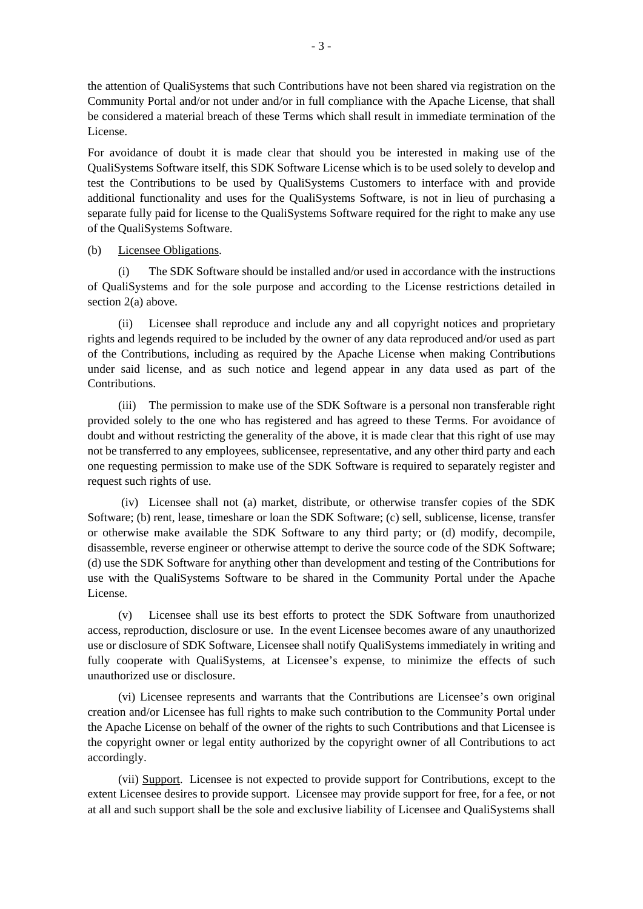the attention of QualiSystems that such Contributions have not been shared via registration on the Community Portal and/or not under and/or in full compliance with the Apache License, that shall be considered a material breach of these Terms which shall result in immediate termination of the License.

For avoidance of doubt it is made clear that should you be interested in making use of the QualiSystems Software itself, this SDK Software License which is to be used solely to develop and test the Contributions to be used by QualiSystems Customers to interface with and provide additional functionality and uses for the QualiSystems Software, is not in lieu of purchasing a separate fully paid for license to the QualiSystems Software required for the right to make any use of the QualiSystems Software.

(b) Licensee Obligations.

(i) The SDK Software should be installed and/or used in accordance with the instructions of QualiSystems and for the sole purpose and according to the License restrictions detailed in section 2(a) above.

(ii) Licensee shall reproduce and include any and all copyright notices and proprietary rights and legends required to be included by the owner of any data reproduced and/or used as part of the Contributions, including as required by the Apache License when making Contributions under said license, and as such notice and legend appear in any data used as part of the Contributions.

(iii) The permission to make use of the SDK Software is a personal non transferable right provided solely to the one who has registered and has agreed to these Terms. For avoidance of doubt and without restricting the generality of the above, it is made clear that this right of use may not be transferred to any employees, sublicensee, representative, and any other third party and each one requesting permission to make use of the SDK Software is required to separately register and request such rights of use.

(iv) Licensee shall not (a) market, distribute, or otherwise transfer copies of the SDK Software; (b) rent, lease, timeshare or loan the SDK Software; (c) sell, sublicense, license, transfer or otherwise make available the SDK Software to any third party; or (d) modify, decompile, disassemble, reverse engineer or otherwise attempt to derive the source code of the SDK Software; (d) use the SDK Software for anything other than development and testing of the Contributions for use with the QualiSystems Software to be shared in the Community Portal under the Apache License.

(v) Licensee shall use its best efforts to protect the SDK Software from unauthorized access, reproduction, disclosure or use. In the event Licensee becomes aware of any unauthorized use or disclosure of SDK Software, Licensee shall notify QualiSystems immediately in writing and fully cooperate with QualiSystems, at Licensee's expense, to minimize the effects of such unauthorized use or disclosure.

(vi) Licensee represents and warrants that the Contributions are Licensee's own original creation and/or Licensee has full rights to make such contribution to the Community Portal under the Apache License on behalf of the owner of the rights to such Contributions and that Licensee is the copyright owner or legal entity authorized by the copyright owner of all Contributions to act accordingly.

(vii) Support. Licensee is not expected to provide support for Contributions, except to the extent Licensee desires to provide support. Licensee may provide support for free, for a fee, or not at all and such support shall be the sole and exclusive liability of Licensee and QualiSystems shall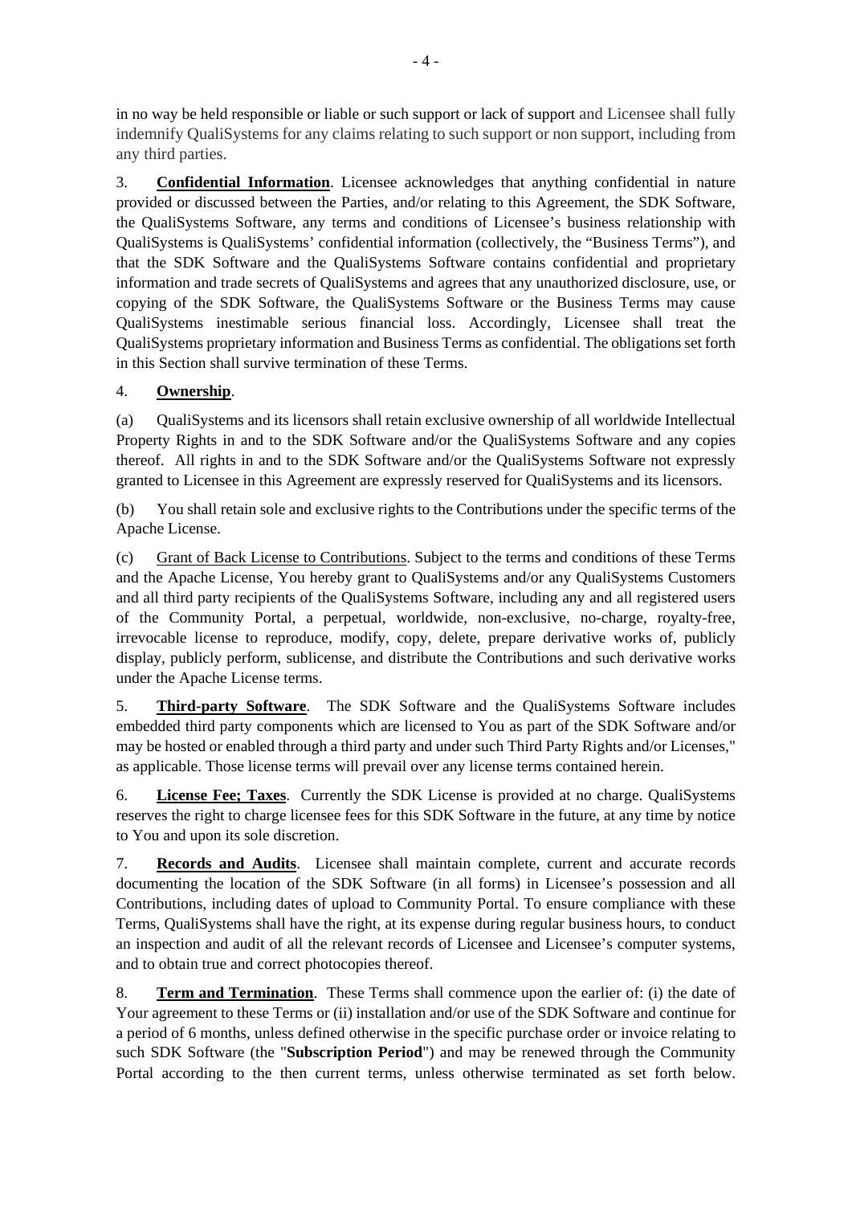in no way be held responsible or liable or such support or lack of support and Licensee shall fully indemnify QualiSystems for any claims relating to such support or non support, including from any third parties.

3. **Confidential Information**. Licensee acknowledges that anything confidential in nature provided or discussed between the Parties, and/or relating to this Agreement, the SDK Software, the QualiSystems Software, any terms and conditions of Licensee's business relationship with QualiSystems is QualiSystems' confidential information (collectively, the "Business Terms"), and that the SDK Software and the QualiSystems Software contains confidential and proprietary information and trade secrets of QualiSystems and agrees that any unauthorized disclosure, use, or copying of the SDK Software, the QualiSystems Software or the Business Terms may cause QualiSystems inestimable serious financial loss. Accordingly, Licensee shall treat the QualiSystems proprietary information and Business Terms as confidential. The obligations set forth in this Section shall survive termination of these Terms.

4. **Ownership**.

(a) QualiSystems and its licensors shall retain exclusive ownership of all worldwide Intellectual Property Rights in and to the SDK Software and/or the QualiSystems Software and any copies thereof. All rights in and to the SDK Software and/or the QualiSystems Software not expressly granted to Licensee in this Agreement are expressly reserved for QualiSystems and its licensors.

(b) You shall retain sole and exclusive rights to the Contributions under the specific terms of the Apache License.

(c) Grant of Back License to Contributions. Subject to the terms and conditions of these Terms and the Apache License, You hereby grant to QualiSystems and/or any QualiSystems Customers and all third party recipients of the QualiSystems Software, including any and all registered users of the Community Portal, a perpetual, worldwide, non-exclusive, no-charge, royalty-free, irrevocable license to reproduce, modify, copy, delete, prepare derivative works of, publicly display, publicly perform, sublicense, and distribute the Contributions and such derivative works under the Apache License terms.

5. **Third-party Software**. The SDK Software and the QualiSystems Software includes embedded third party components which are licensed to You as part of the SDK Software and/or may be hosted or enabled through a third party and under such Third Party Rights and/or Licenses," as applicable. Those license terms will prevail over any license terms contained herein.

6. **License Fee; Taxes**. Currently the SDK License is provided at no charge. QualiSystems reserves the right to charge licensee fees for this SDK Software in the future, at any time by notice to You and upon its sole discretion.

7. **Records and Audits**. Licensee shall maintain complete, current and accurate records documenting the location of the SDK Software (in all forms) in Licensee's possession and all Contributions, including dates of upload to Community Portal. To ensure compliance with these Terms, QualiSystems shall have the right, at its expense during regular business hours, to conduct an inspection and audit of all the relevant records of Licensee and Licensee's computer systems, and to obtain true and correct photocopies thereof.

8. **Term and Termination**. These Terms shall commence upon the earlier of: (i) the date of Your agreement to these Terms or (ii) installation and/or use of the SDK Software and continue for a period of 6 months, unless defined otherwise in the specific purchase order or invoice relating to such SDK Software (the "**Subscription Period**") and may be renewed through the Community Portal according to the then current terms, unless otherwise terminated as set forth below.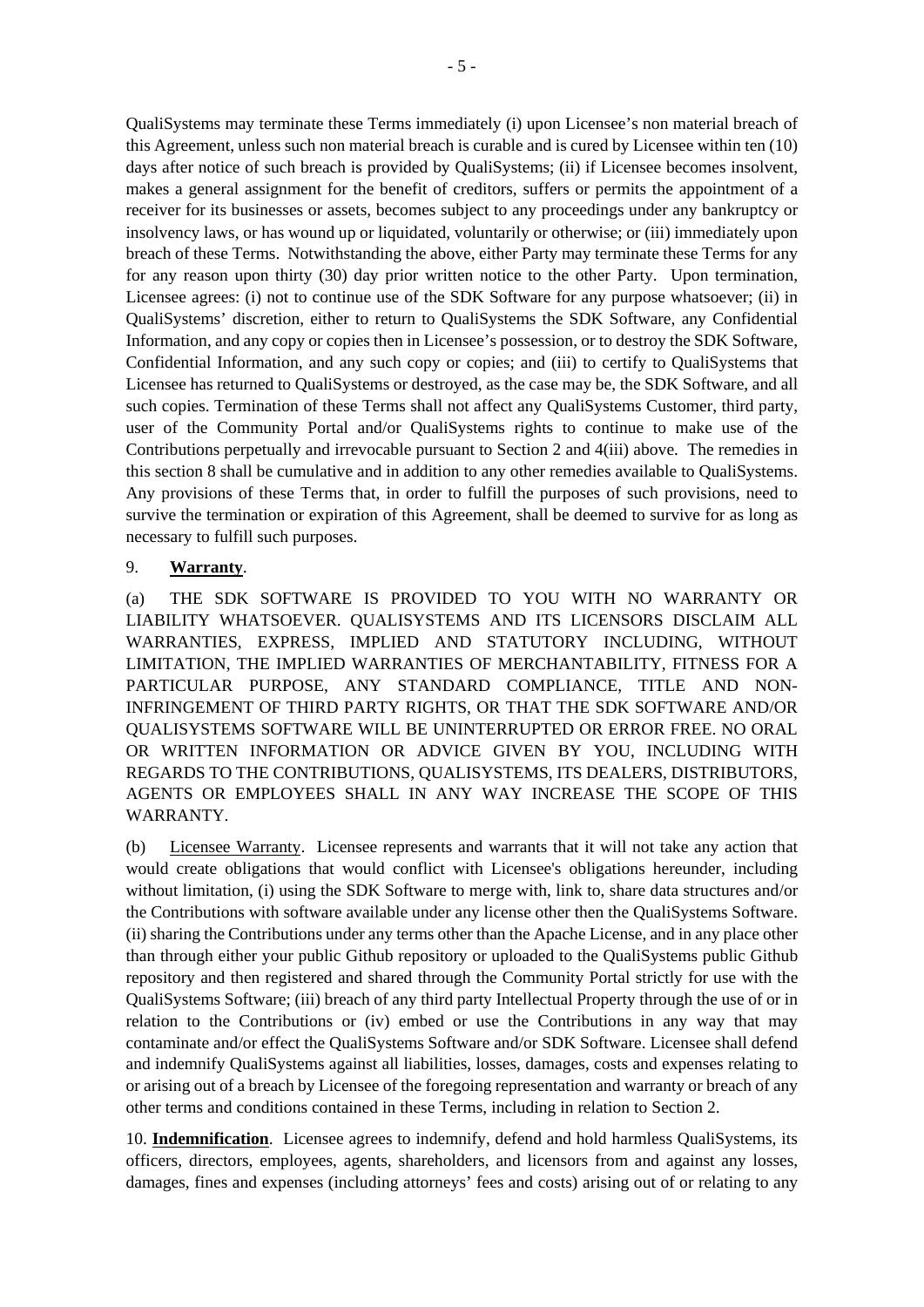QualiSystems may terminate these Terms immediately (i) upon Licensee's non material breach of this Agreement, unless such non material breach is curable and is cured by Licensee within ten (10) days after notice of such breach is provided by QualiSystems; (ii) if Licensee becomes insolvent, makes a general assignment for the benefit of creditors, suffers or permits the appointment of a receiver for its businesses or assets, becomes subject to any proceedings under any bankruptcy or insolvency laws, or has wound up or liquidated, voluntarily or otherwise; or (iii) immediately upon breach of these Terms. Notwithstanding the above, either Party may terminate these Terms for any for any reason upon thirty (30) day prior written notice to the other Party. Upon termination, Licensee agrees: (i) not to continue use of the SDK Software for any purpose whatsoever; (ii) in QualiSystems' discretion, either to return to QualiSystems the SDK Software, any Confidential Information, and any copy or copies then in Licensee's possession, or to destroy the SDK Software, Confidential Information, and any such copy or copies; and (iii) to certify to QualiSystems that Licensee has returned to QualiSystems or destroyed, as the case may be, the SDK Software, and all such copies. Termination of these Terms shall not affect any QualiSystems Customer, third party, user of the Community Portal and/or QualiSystems rights to continue to make use of the Contributions perpetually and irrevocable pursuant to Section 2 and 4(iii) above. The remedies in this section 8 shall be cumulative and in addition to any other remedies available to QualiSystems. Any provisions of these Terms that, in order to fulfill the purposes of such provisions, need to survive the termination or expiration of this Agreement, shall be deemed to survive for as long as necessary to fulfill such purposes.

9. **Warranty**.

(a) THE SDK SOFTWARE IS PROVIDED TO YOU WITH NO WARRANTY OR LIABILITY WHATSOEVER. QUALISYSTEMS AND ITS LICENSORS DISCLAIM ALL WARRANTIES, EXPRESS, IMPLIED AND STATUTORY INCLUDING, WITHOUT LIMITATION, THE IMPLIED WARRANTIES OF MERCHANTABILITY, FITNESS FOR A PARTICULAR PURPOSE, ANY STANDARD COMPLIANCE, TITLE AND NON-INFRINGEMENT OF THIRD PARTY RIGHTS, OR THAT THE SDK SOFTWARE AND/OR QUALISYSTEMS SOFTWARE WILL BE UNINTERRUPTED OR ERROR FREE. NO ORAL OR WRITTEN INFORMATION OR ADVICE GIVEN BY YOU, INCLUDING WITH REGARDS TO THE CONTRIBUTIONS, QUALISYSTEMS, ITS DEALERS, DISTRIBUTORS, AGENTS OR EMPLOYEES SHALL IN ANY WAY INCREASE THE SCOPE OF THIS WARRANTY.

(b) Licensee Warranty. Licensee represents and warrants that it will not take any action that would create obligations that would conflict with Licensee's obligations hereunder, including without limitation, (i) using the SDK Software to merge with, link to, share data structures and/or the Contributions with software available under any license other then the QualiSystems Software. (ii) sharing the Contributions under any terms other than the Apache License, and in any place other than through either your public Github repository or uploaded to the QualiSystems public Github repository and then registered and shared through the Community Portal strictly for use with the QualiSystems Software; (iii) breach of any third party Intellectual Property through the use of or in relation to the Contributions or (iv) embed or use the Contributions in any way that may contaminate and/or effect the QualiSystems Software and/or SDK Software. Licensee shall defend and indemnify QualiSystems against all liabilities, losses, damages, costs and expenses relating to or arising out of a breach by Licensee of the foregoing representation and warranty or breach of any other terms and conditions contained in these Terms, including in relation to Section 2.

10. **Indemnification**. Licensee agrees to indemnify, defend and hold harmless QualiSystems, its officers, directors, employees, agents, shareholders, and licensors from and against any losses, damages, fines and expenses (including attorneys' fees and costs) arising out of or relating to any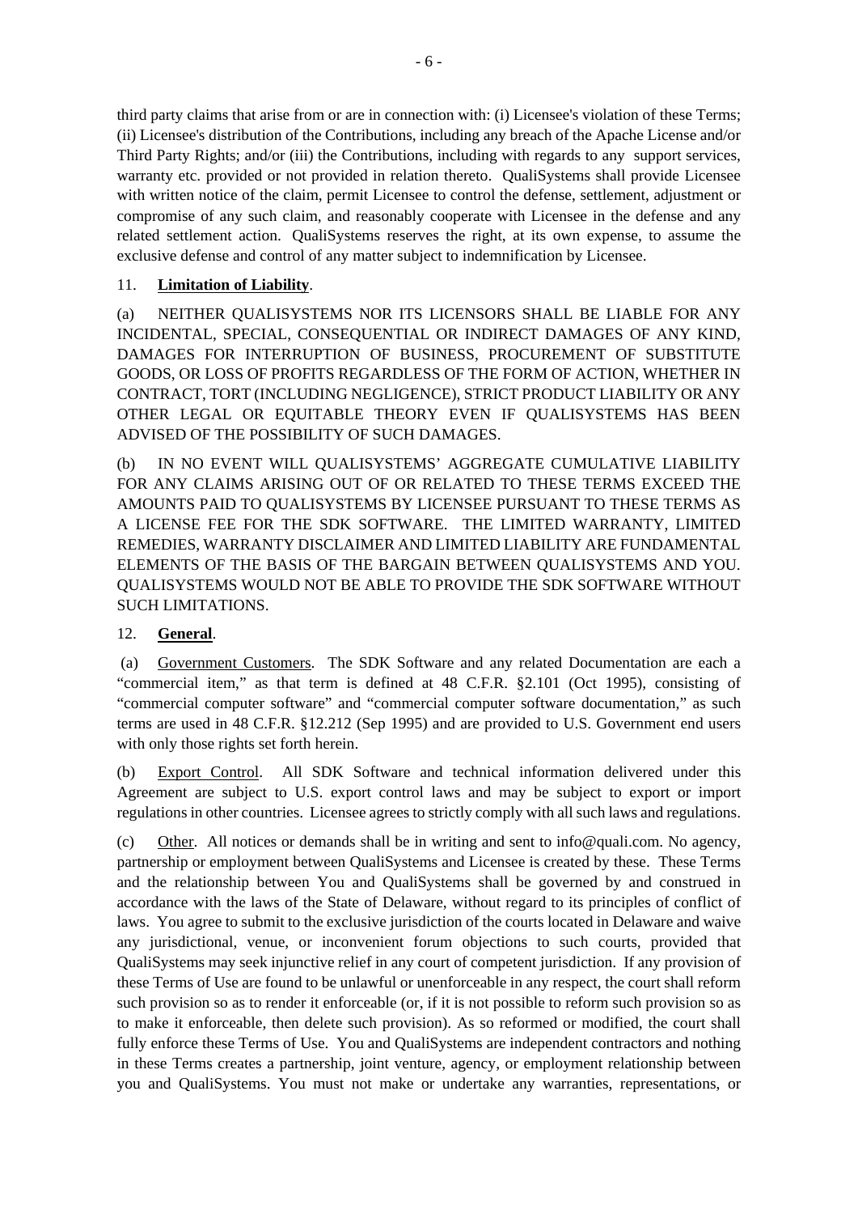third party claims that arise from or are in connection with: (i) Licensee's violation of these Terms; (ii) Licensee's distribution of the Contributions, including any breach of the Apache License and/or Third Party Rights; and/or (iii) the Contributions, including with regards to any support services, warranty etc. provided or not provided in relation thereto. QualiSystems shall provide Licensee with written notice of the claim, permit Licensee to control the defense, settlement, adjustment or compromise of any such claim, and reasonably cooperate with Licensee in the defense and any related settlement action. QualiSystems reserves the right, at its own expense, to assume the exclusive defense and control of any matter subject to indemnification by Licensee.

11. **<u>Limitation of Liability</u>**.

(a) NEITHER QUALISYSTEMS NOR ITS LICENSORS SHALL BE LIABLE FOR ANY INCIDENTAL, SPECIAL, CONSEQUENTIAL OR INDIRECT DAMAGES OF ANY KIND, DAMAGES FOR INTERRUPTION OF BUSINESS, PROCUREMENT OF SUBSTITUTE GOODS, OR LOSS OF PROFITS REGARDLESS OF THE FORM OF ACTION, WHETHER IN CONTRACT, TORT (INCLUDING NEGLIGENCE), STRICT PRODUCT LIABILITY OR ANY OTHER LEGAL OR EQUITABLE THEORY EVEN IF QUALISYSTEMS HAS BEEN ADVISED OF THE POSSIBILITY OF SUCH DAMAGES.

(b) IN NO EVENT WILL QUALISYSTEMS' AGGREGATE CUMULATIVE LIABILITY FOR ANY CLAIMS ARISING OUT OF OR RELATED TO THESE TERMS EXCEED THE AMOUNTS PAID TO QUALISYSTEMS BY LICENSEE PURSUANT TO THESE TERMS AS A LICENSE FEE FOR THE SDK SOFTWARE. THE LIMITED WARRANTY, LIMITED REMEDIES, WARRANTY DISCLAIMER AND LIMITED LIABILITY ARE FUNDAMENTAL ELEMENTS OF THE BASIS OF THE BARGAIN BETWEEN QUALISYSTEMS AND YOU. QUALISYSTEMS WOULD NOT BE ABLE TO PROVIDE THE SDK SOFTWARE WITHOUT SUCH LIMITATIONS.

12. **<u>General</u>**.

(a) <u>Government Customers</u>. The SDK Software and any related Documentation are each a "commercial item," as that term is defined at 48 C.F.R. §2.101 (Oct 1995), consisting of "commercial computer software" and "commercial computer software documentation," as such terms are used in 48 C.F.R. §12.212 (Sep 1995) and are provided to U.S. Government end users with only those rights set forth herein.

(b) <u>Export Control</u>. All SDK Software and technical information delivered under this Agreement are subject to U.S. export control laws and may be subject to export or import regulations in other countries. Licensee agrees to strictly comply with all such laws and regulations.

(c) <u>Other</u>. All notices or demands shall be in writing and sent to info@quali.com. No agency, partnership or employment between QualiSystems and Licensee is created by these. These Terms and the relationship between You and QualiSystems shall be governed by and construed in accordance with the laws of the State of Delaware, without regard to its principles of conflict of laws. You agree to submit to the exclusive jurisdiction of the courts located in Delaware and waive any jurisdictional, venue, or inconvenient forum objections to such courts, provided that QualiSystems may seek injunctive relief in any court of competent jurisdiction. If any provision of these Terms of Use are found to be unlawful or unenforceable in any respect, the court shall reform such provision so as to render it enforceable (or, if it is not possible to reform such provision so as to make it enforceable, then delete such provision). As so reformed or modified, the court shall fully enforce these Terms of Use. You and QualiSystems are independent contractors and nothing in these Terms creates a partnership, joint venture, agency, or employment relationship between you and QualiSystems. You must not make or undertake any warranties, representations, or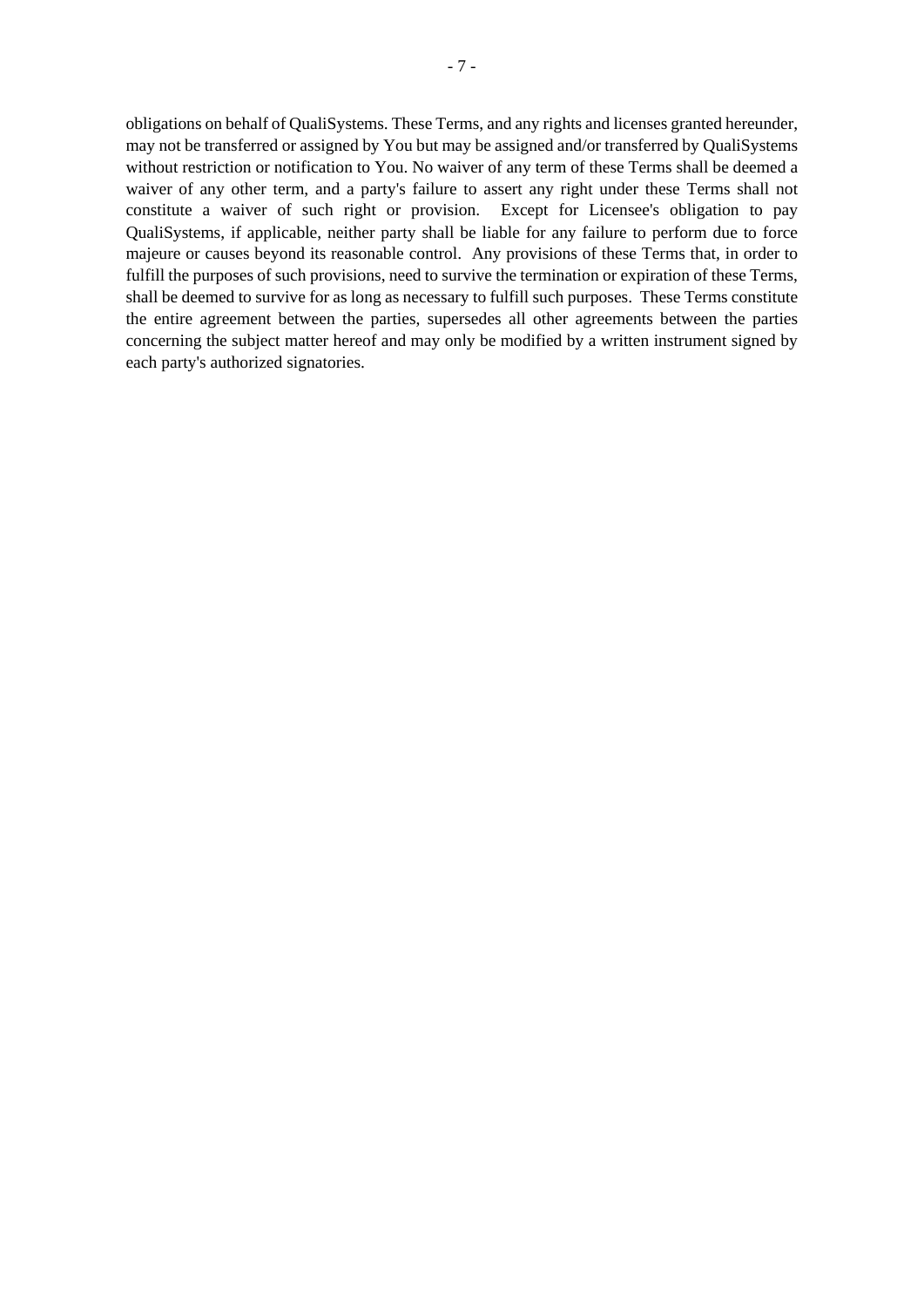obligations on behalf of QualiSystems. These Terms, and any rights and licenses granted hereunder, may not be transferred or assigned by You but may be assigned and/or transferred by QualiSystems without restriction or notification to You. No waiver of any term of these Terms shall be deemed a waiver of any other term, and a party's failure to assert any right under these Terms shall not constitute a waiver of such right or provision. Except for Licensee's obligation to pay QualiSystems, if applicable, neither party shall be liable for any failure to perform due to force majeure or causes beyond its reasonable control. Any provisions of these Terms that, in order to fulfill the purposes of such provisions, need to survive the termination or expiration of these Terms, shall be deemed to survive for as long as necessary to fulfill such purposes. These Terms constitute the entire agreement between the parties, supersedes all other agreements between the parties concerning the subject matter hereof and may only be modified by a written instrument signed by each party's authorized signatories.